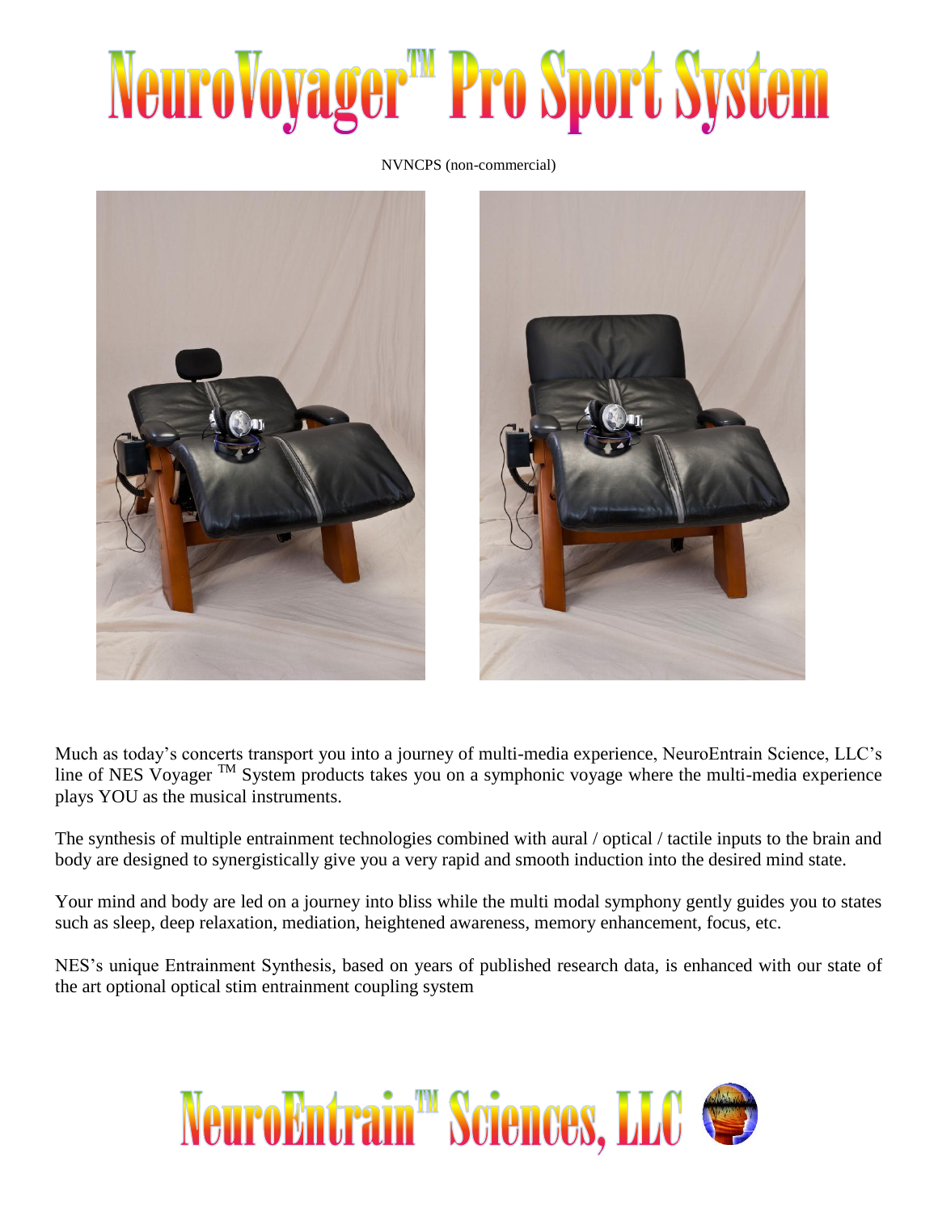# NeuroVoyager™ Pro Sport System

NVNCPS (non-commercial)

Much as today's concerts transport you into a journey of multi-media experience, NeuroEntrain Science, LLC's line of NES Voyager ™ System products takes you on a symphonic voyage where the multi-media experience plays YOU as the musical instruments.

The synthesis of multiple entrainment technologies combined with aural / optical / tactile inputs to the brain and body are designed to synergistically give you a very rapid and smooth induction into the desired mind state.

Your mind and body are led on a journey into bliss while the multi modal symphony gently guides you to states such as sleep, deep relaxation, mediation, heightened awareness, memory enhancement, focus, etc.

NES's unique Entrainment Synthesis, based on years of published research data, is enhanced with our state of the art optional optical stim entrainment coupling system

NeuroEntrain™ Sciences, LLC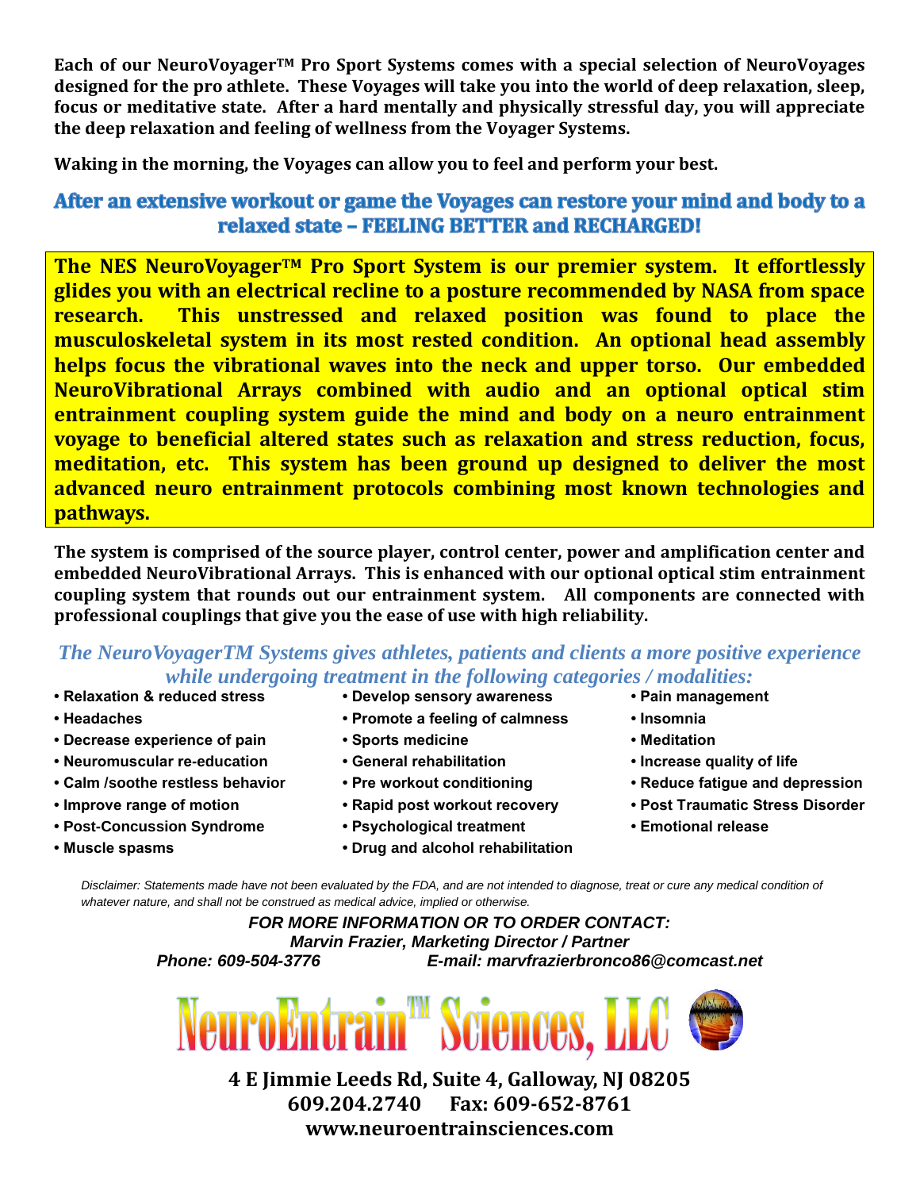**Each of our NeuroVoyager™ Pro Sport Systems comes with a special selection of NeuroVoyages designed for the pro athlete. These Voyages will take you into the world of deep relaxation, sleep, focus or meditative state. After a hard mentally and physically stressful day, you will appreciate the deep relaxation and feeling of wellness from the Voyager Systems.**

**Waking in the morning, the Voyages can allow you to feel and perform your best.**

## After an extensive workout or game the Voyages can restore your mind and body to a relaxed state – FEELING BETTER and RECHARGED!

**The NES NeuroVoyager™ Pro Sport System is our premier system. It effortlessly glides you with an electrical recline to a posture recommended by NASA from space research. This unstressed and relaxed position was found to place the musculoskeletal system in its most rested condition. An optional head assembly helps focus the vibrational waves into the neck and upper torso. Our embedded NeuroVibrational Arrays combined with audio and an optional optical stim entrainment coupling system guide the mind and body on a neuro entrainment voyage to beneficial altered states such as relaxation and stress reduction, focus, meditation, etc. This system has been ground up designed to deliver the most advanced neuro entrainment protocols combining most known technologies and pathways.**

**The system is comprised of the source player, control center, power and amplification center and embedded NeuroVibrational Arrays. This is enhanced with our optional optical stim entrainment coupling system that rounds out our entrainment system. All components are connected with professional couplings that give you the ease of use with high reliability.**

***The NeuroVoyagerTM Systems gives athletes, patients and clients a more positive experience while undergoing treatment in the following categories / modalities:***

- **Relaxation & reduced stress**
- **Headaches**
- **Decrease experience of pain**
- **Neuromuscular re-education**
- **Calm /soothe restless behavior**
- **Improve range of motion**
- **Post-Concussion Syndrome**
- **Muscle spasms**
- **Develop sensory awareness**
- **Promote a feeling of calmness**
- **Sports medicine**
- **General rehabilitation**
- **Pre workout conditioning**
- **Rapid post workout recovery**
- **Psychological treatment**
- **Drug and alcohol rehabilitation**
- **Pain management**
- **Insomnia**
- **Meditation**
- **Increase quality of life**
- **Reduce fatigue and depression**
- **Post Traumatic Stress Disorder**
- **Emotional release**

*Disclaimer: Statements made have not been evaluated by the FDA, and are not intended to diagnose, treat or cure any medical condition of whatever nature, and shall not be construed as medical advice, implied or otherwise.*

***FOR MORE INFORMATION OR TO ORDER CONTACT:***
***Marvin Frazier, Marketing Director / Partner***
***Phone: 609-504-3776*** ***E-mail: marvfrazierbronco86@comcast.net***

# NeuroEntrain™ Sciences, LLC

**4 E Jimmie Leeds Rd, Suite 4, Galloway, NJ 08205**
**609.204.2740 Fax: 609-652-8761**
**www.neuroentrainsciences.com**